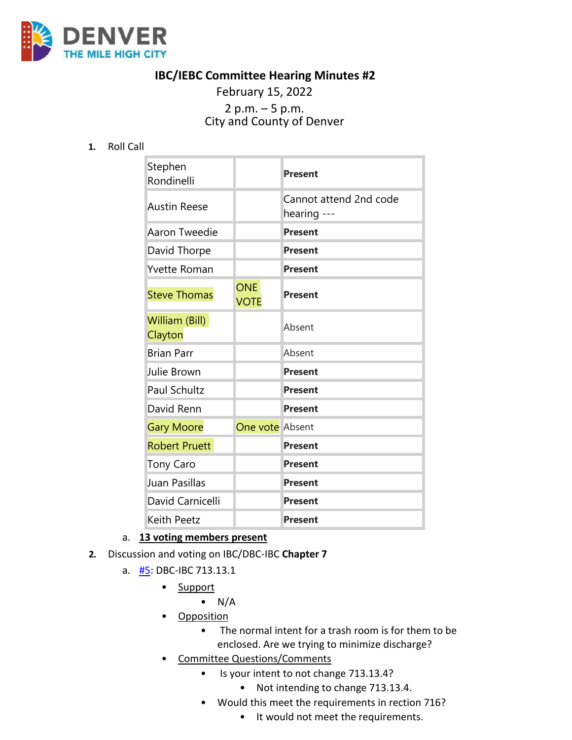DENVER
THE MILE HIGH CITY

# IBC/IEBC Committee Hearing Minutes #2

February 15, 2022

2 p.m. – 5 p.m.

City and County of Denver

1. Roll Call

| | | |
|---|---|---|
| Stephen Rondinelli | | **Present** |
| Austin Reese | | Cannot attend 2nd code hearing --- |
| Aaron Tweedie | | **Present** |
| David Thorpe | | **Present** |
| Yvette Roman | | **Present** |
| Steve Thomas | ONE VOTE | **Present** |
| William (Bill) Clayton | | Absent |
| Brian Parr | | Absent |
| Julie Brown | | **Present** |
| Paul Schultz | | **Present** |
| David Renn | | **Present** |
| Gary Moore | One vote | Absent |
| Robert Pruett | | **Present** |
| Tony Caro | | **Present** |
| Juan Pasillas | | **Present** |
| David Carnicelli | | **Present** |
| Keith Peetz | | **Present** |

   a. **13 voting members present**

2. Discussion and voting on IBC/DBC-IBC **Chapter 7**
   a. #5: DBC-IBC 713.13.1
      - Support
         - N/A
      - Opposition
         - The normal intent for a trash room is for them to be enclosed. Are we trying to minimize discharge?
      - Committee Questions/Comments
         - Is your intent to not change 713.13.4?
            - Not intending to change 713.13.4.
         - Would this meet the requirements in rection 716?
            - It would not meet the requirements.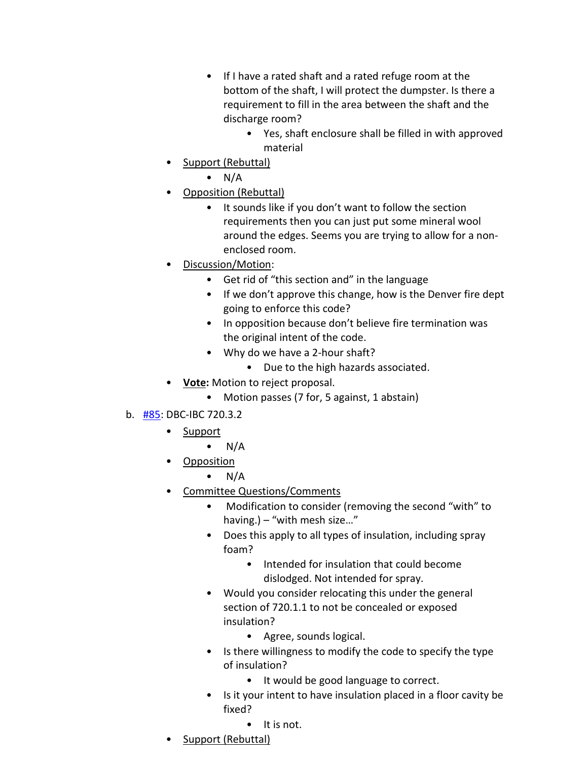- If I have a rated shaft and a rated refuge room at the bottom of the shaft, I will protect the dumpster. Is there a requirement to fill in the area between the shaft and the discharge room?
            - Yes, shaft enclosure shall be filled in with approved material
    - Support (Rebuttal)
        - N/A
    - Opposition (Rebuttal)
        - It sounds like if you don't want to follow the section requirements then you can just put some mineral wool around the edges. Seems you are trying to allow for a non-enclosed room.
    - Discussion/Motion:
        - Get rid of "this section and" in the language
        - If we don't approve this change, how is the Denver fire dept going to enforce this code?
        - In opposition because don't believe fire termination was the original intent of the code.
        - Why do we have a 2-hour shaft?
            - Due to the high hazards associated.
    - **Vote:** Motion to reject proposal.
        - Motion passes (7 for, 5 against, 1 abstain)

b. [#85](#): DBC-IBC 720.3.2
    - Support
        - N/A
    - Opposition
        - N/A
    - Committee Questions/Comments
        - Modification to consider (removing the second "with" to having.) – "with mesh size…"
        - Does this apply to all types of insulation, including spray foam?
            - Intended for insulation that could become dislodged. Not intended for spray.
        - Would you consider relocating this under the general section of 720.1.1 to not be concealed or exposed insulation?
            - Agree, sounds logical.
        - Is there willingness to modify the code to specify the type of insulation?
            - It would be good language to correct.
        - Is it your intent to have insulation placed in a floor cavity be fixed?
            - It is not.
    - Support (Rebuttal)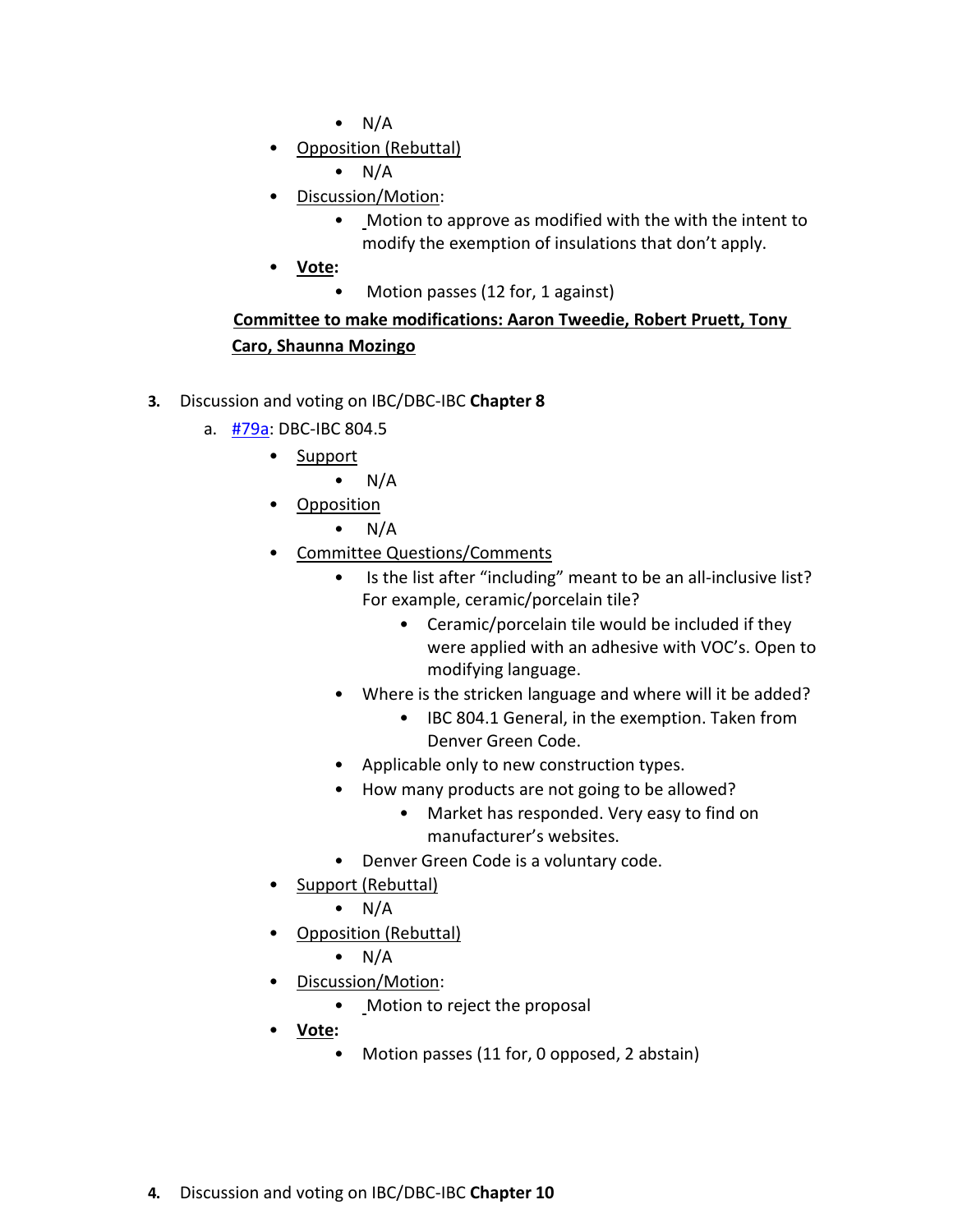- N/A
- Opposition (Rebuttal)
    - N/A
- Discussion/Motion:
    - Motion to approve as modified with the with the intent to modify the exemption of insulations that don't apply.
- **Vote:**
    - Motion passes (12 for, 1 against)

**Committee to make modifications: Aaron Tweedie, Robert Pruett, Tony Caro, Shaunna Mozingo**

3. Discussion and voting on IBC/DBC-IBC **Chapter 8**
    a. #79a: DBC-IBC 804.5
    - Support
        - N/A
    - Opposition
        - N/A
    - Committee Questions/Comments
        - Is the list after "including" meant to be an all-inclusive list? For example, ceramic/porcelain tile?
            - Ceramic/porcelain tile would be included if they were applied with an adhesive with VOC's. Open to modifying language.
        - Where is the stricken language and where will it be added?
            - IBC 804.1 General, in the exemption. Taken from Denver Green Code.
        - Applicable only to new construction types.
        - How many products are not going to be allowed?
            - Market has responded. Very easy to find on manufacturer's websites.
        - Denver Green Code is a voluntary code.
    - Support (Rebuttal)
        - N/A
    - Opposition (Rebuttal)
        - N/A
    - Discussion/Motion:
        - Motion to reject the proposal
    - **Vote:**
        - Motion passes (11 for, 0 opposed, 2 abstain)

4. Discussion and voting on IBC/DBC-IBC **Chapter 10**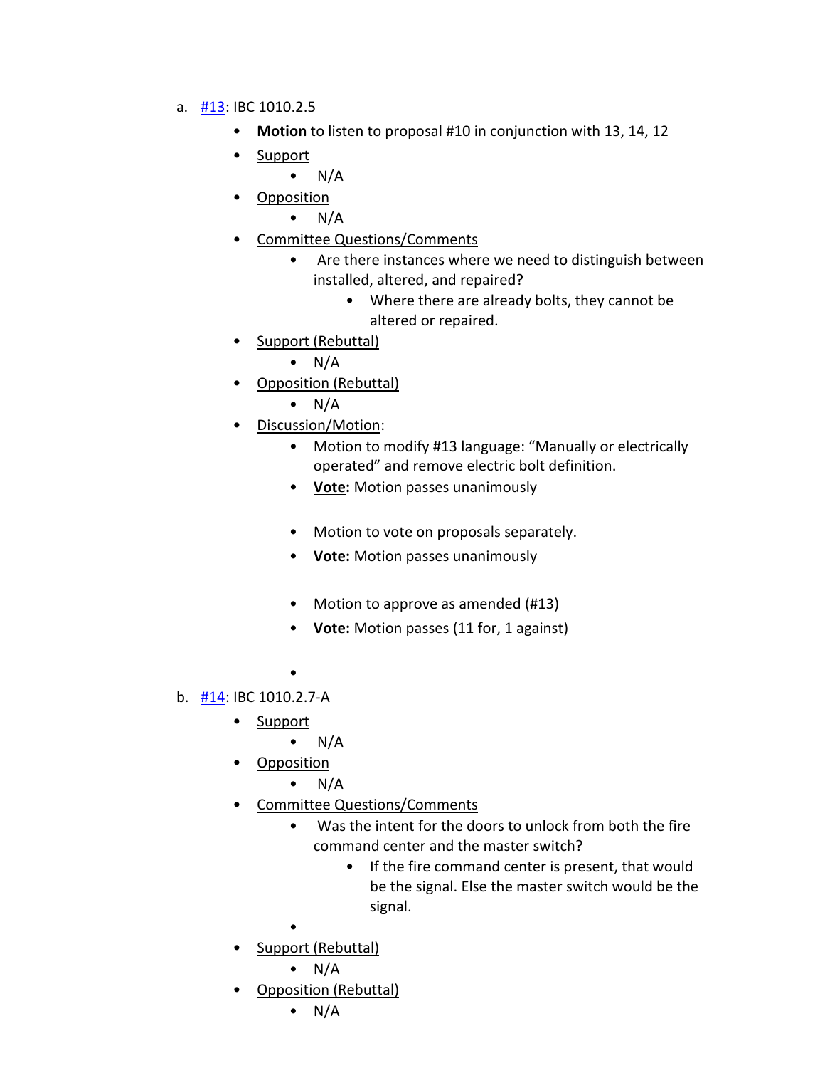a. [#13](#): IBC 1010.2.5

- **Motion** to listen to proposal #10 in conjunction with 13, 14, 12
- Support
    - N/A
- Opposition
    - N/A
- Committee Questions/Comments
    - Are there instances where we need to distinguish between installed, altered, and repaired?
        - Where there are already bolts, they cannot be altered or repaired.
- Support (Rebuttal)
    - N/A
- Opposition (Rebuttal)
    - N/A
- Discussion/Motion:
    - Motion to modify #13 language: "Manually or electrically operated" and remove electric bolt definition.
    - **Vote:** Motion passes unanimously

    - Motion to vote on proposals separately.
    - **Vote:** Motion passes unanimously

    - Motion to approve as amended (#13)
    - **Vote:** Motion passes (11 for, 1 against)

b. [#14](#): IBC 1010.2.7-A

- Support
    - N/A
- Opposition
    - N/A
- Committee Questions/Comments
    - Was the intent for the doors to unlock from both the fire command center and the master switch?
        - If the fire command center is present, that would be the signal. Else the master switch would be the signal.
- Support (Rebuttal)
    - N/A
- Opposition (Rebuttal)
    - N/A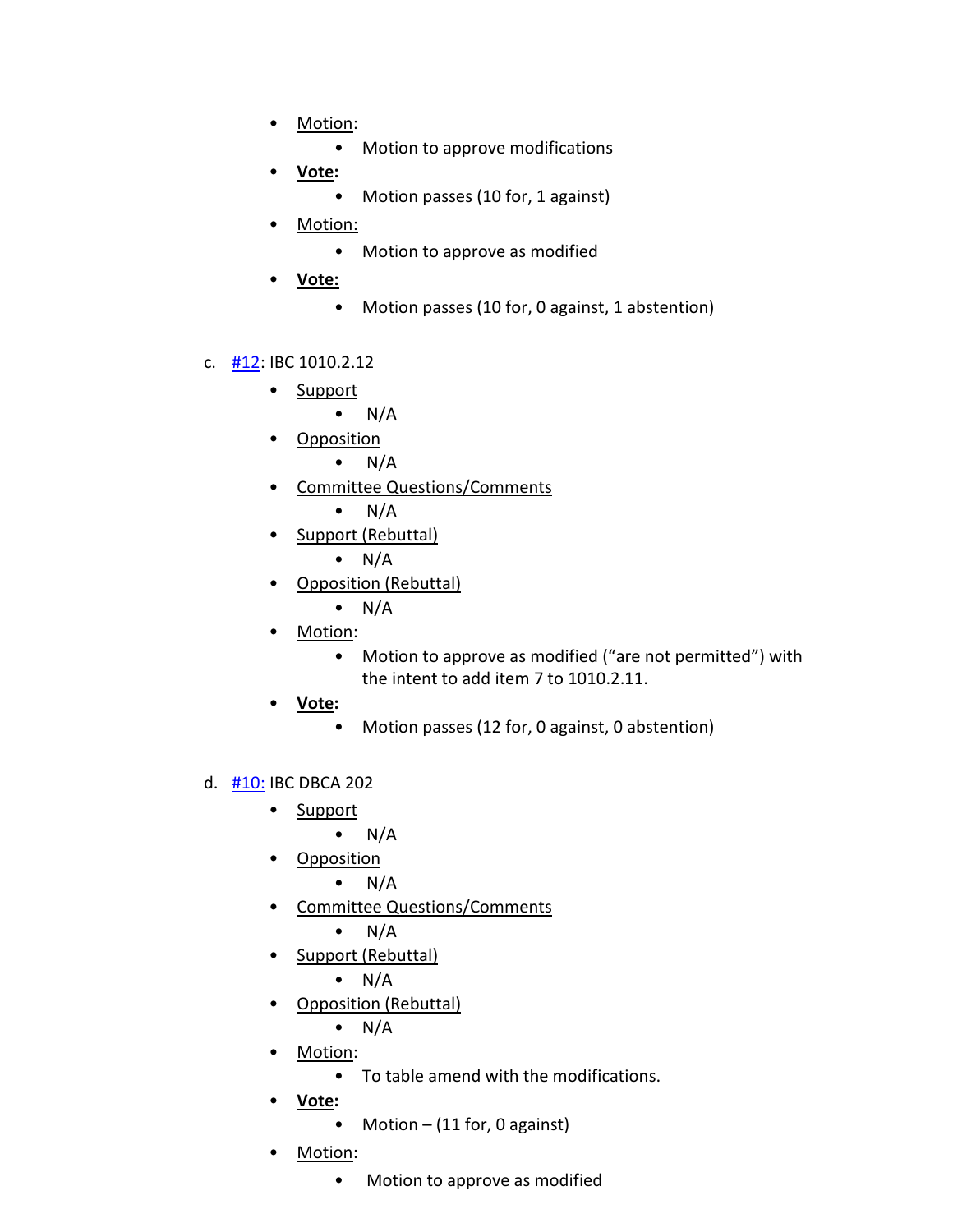- Motion:
  - Motion to approve modifications
- **Vote:**
  - Motion passes (10 for, 1 against)
- Motion:
  - Motion to approve as modified
- **Vote:**
  - Motion passes (10 for, 0 against, 1 abstention)

c. #12: IBC 1010.2.12

- Support
  - N/A
- Opposition
  - N/A
- Committee Questions/Comments
  - N/A
- Support (Rebuttal)
  - N/A
- Opposition (Rebuttal)
  - N/A
- Motion:
  - Motion to approve as modified ("are not permitted") with the intent to add item 7 to 1010.2.11.
- **Vote:**
  - Motion passes (12 for, 0 against, 0 abstention)

d. #10: IBC DBCA 202

- Support
  - N/A
- Opposition
  - N/A
- Committee Questions/Comments
  - N/A
- Support (Rebuttal)
  - N/A
- Opposition (Rebuttal)
  - N/A
- Motion:
  - To table amend with the modifications.
- **Vote:**
  - Motion – (11 for, 0 against)
- Motion:
  - Motion to approve as modified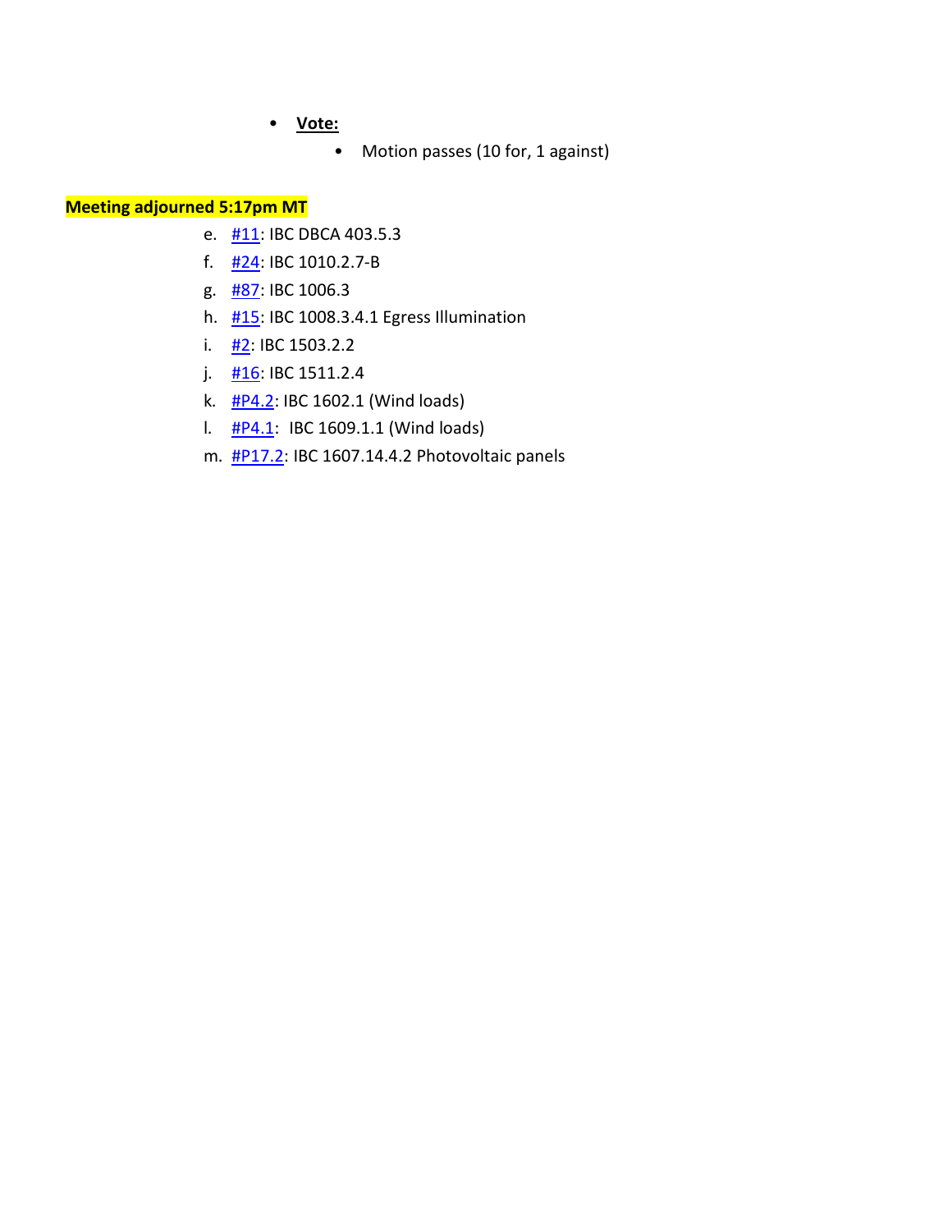- **Vote:**
  - Motion passes (10 for, 1 against)

**Meeting adjourned 5:17pm MT**

e. #11: IBC DBCA 403.5.3
f. #24: IBC 1010.2.7-B
g. #87: IBC 1006.3
h. #15: IBC 1008.3.4.1 Egress Illumination
i. #2: IBC 1503.2.2
j. #16: IBC 1511.2.4
k. #P4.2: IBC 1602.1 (Wind loads)
l. #P4.1: IBC 1609.1.1 (Wind loads)
m. #P17.2: IBC 1607.14.4.2 Photovoltaic panels